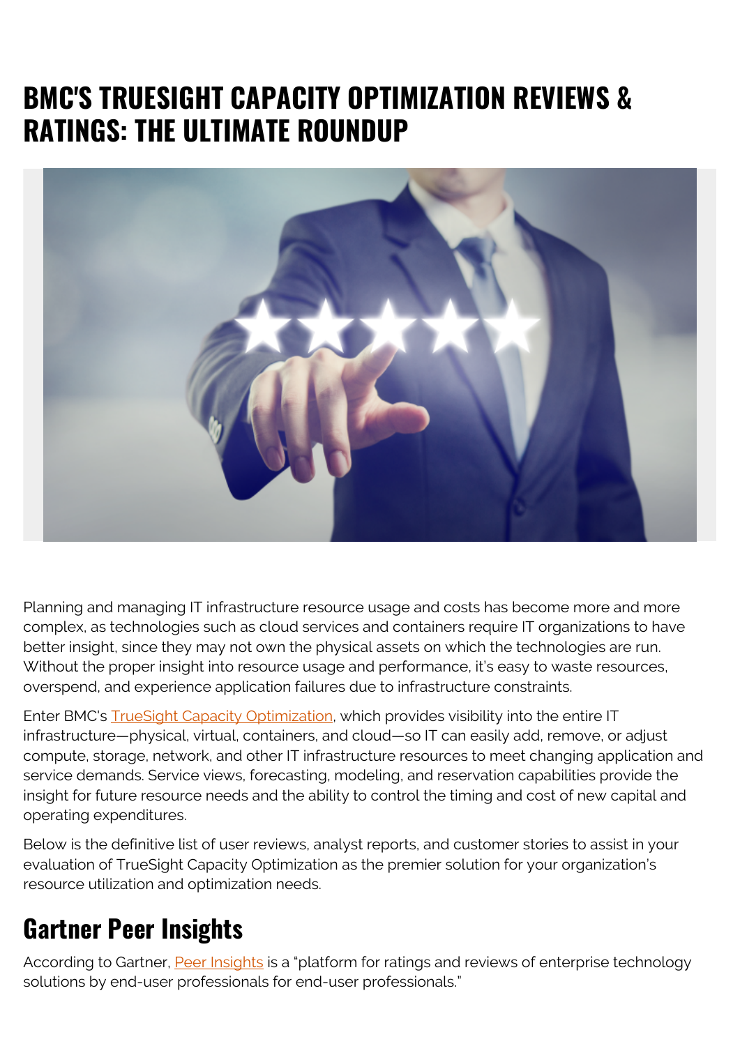# BMC'S TRUESIGHT CAPACITY OPTIMIZATION REVIEWS & RATINGS: THE ULTIMATE ROUNDUP

Planning and managing IT infrastructure resource usage and costs has become more and more complex, as technologies such as cloud services and containers require IT organizations to have better insight, since they may not own the physical assets on which the technologies are run. Without the proper insight into resource usage and performance, it's easy to waste resources, overspend, and experience application failures due to infrastructure constraints.

Enter BMC's TrueSight Capacity Optimization, which provides visibility into the entire IT infrastructure—physical, virtual, containers, and cloud—so IT can easily add, remove, or adjust compute, storage, network, and other IT infrastructure resources to meet changing application and service demands. Service views, forecasting, modeling, and reservation capabilities provide the insight for future resource needs and the ability to control the timing and cost of new capital and operating expenditures.

Below is the definitive list of user reviews, analyst reports, and customer stories to assist in your evaluation of TrueSight Capacity Optimization as the premier solution for your organization's resource utilization and optimization needs.

## Gartner Peer Insights

According to Gartner, Peer Insights is a "platform for ratings and reviews of enterprise technology solutions by end-user professionals for end-user professionals."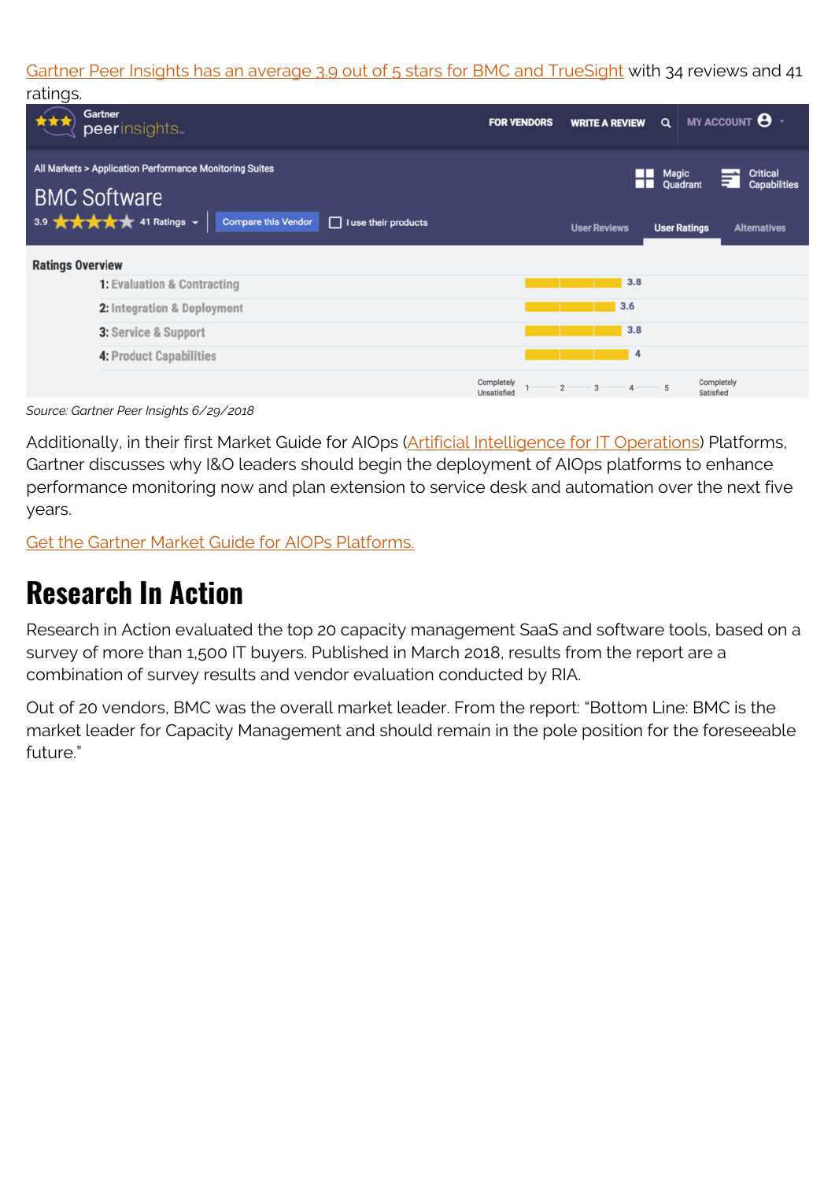Gartner Peer Insights has an average 3.9 out of 5 stars for BMC and TrueSight with 34 reviews and 41 ratings.

Gartner peerinsights

FOR VENDORS WRITE A REVIEW MY ACCOUNT

All Markets > Application Performance Monitoring Suites

BMC Software

3.9 41 Ratings

Compare this Vendor

I use their products

Magic Quadrant

Critical Capabilities

User Reviews User Ratings Alternatives

Ratings Overview

1: Evaluation & Contracting 3.8

2: Integration & Deployment 3.6

3: Service & Support 3.8

4: Product Capabilities 4

Completely Unsatisfied 1 2 3 4 5 Completely Satisfied

*Source: Gartner Peer Insights 6/29/2018*

Additionally, in their first Market Guide for AIOps (Artificial Intelligence for IT Operations) Platforms, Gartner discusses why I&O leaders should begin the deployment of AIOps platforms to enhance performance monitoring now and plan extension to service desk and automation over the next five years.

Get the Gartner Market Guide for AIOPs Platforms.

## Research In Action

Research in Action evaluated the top 20 capacity management SaaS and software tools, based on a survey of more than 1,500 IT buyers. Published in March 2018, results from the report are a combination of survey results and vendor evaluation conducted by RIA.

Out of 20 vendors, BMC was the overall market leader. From the report: "Bottom Line: BMC is the market leader for Capacity Management and should remain in the pole position for the foreseeable future."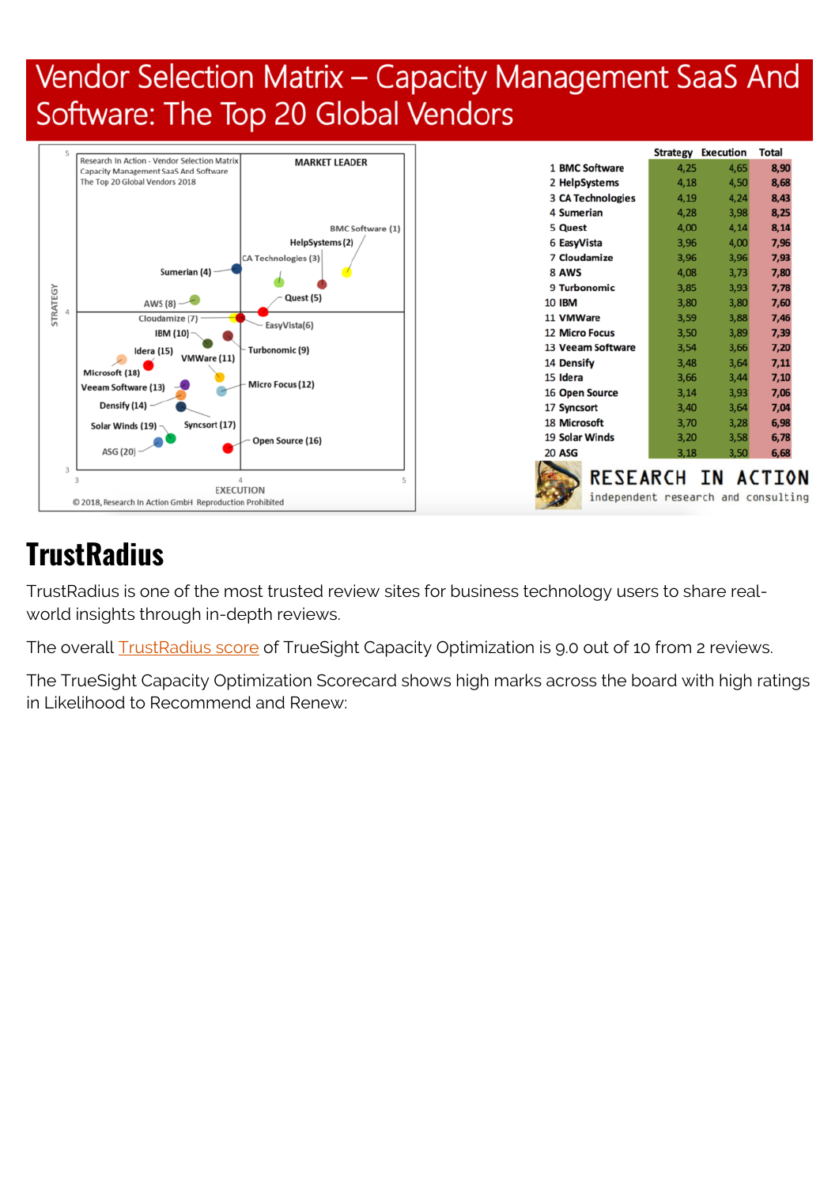## Vendor Selection Matrix – Capacity Management SaaS And Software: The Top 20 Global Vendors

Research In Action - Vendor Selection Matrix
Capacity Management SaaS And Software
The Top 20 Global Vendors 2018

MARKET LEADER

STRATEGY

EXECUTION

BMC Software (1)
HelpSystems (2)
CA Technologies (3)
Sumerian (4)
Quest (5)
EasyVista(6)
Cloudamize (7)
AWS (8)
Turbonomic (9)
IBM (10)
VMWare (11)
Micro Focus (12)
Veeam Software (13)
Densify (14)
Idera (15)
Open Source (16)
Syncsort (17)
Microsoft (18)
Solar Winds (19)
ASG (20)

5
4
3
3
4
5

© 2018, Research In Action GmbH Reproduction Prohibited

| | | Strategy | Execution | Total |
|---|---|---|---|---|
| 1 | BMC Software | 4,25 | 4,65 | 8,90 |
| 2 | HelpSystems | 4,18 | 4,50 | 8,68 |
| 3 | CA Technologies | 4,19 | 4,24 | 8,43 |
| 4 | Sumerian | 4,28 | 3,98 | 8,25 |
| 5 | Quest | 4,00 | 4,14 | 8,14 |
| 6 | EasyVista | 3,96 | 4,00 | 7,96 |
| 7 | Cloudamize | 3,96 | 3,96 | 7,93 |
| 8 | AWS | 4,08 | 3,73 | 7,80 |
| 9 | Turbonomic | 3,85 | 3,93 | 7,78 |
| 10 | IBM | 3,80 | 3,80 | 7,60 |
| 11 | VMWare | 3,59 | 3,88 | 7,46 |
| 12 | Micro Focus | 3,50 | 3,89 | 7,39 |
| 13 | Veeam Software | 3,54 | 3,66 | 7,20 |
| 14 | Densify | 3,48 | 3,64 | 7,11 |
| 15 | Idera | 3,66 | 3,44 | 7,10 |
| 16 | Open Source | 3,14 | 3,93 | 7,06 |
| 17 | Syncsort | 3,40 | 3,64 | 7,04 |
| 18 | Microsoft | 3,70 | 3,28 | 6,98 |
| 19 | Solar Winds | 3,20 | 3,58 | 6,78 |
| 20 | ASG | 3,18 | 3,50 | 6,68 |

RESEARCH IN ACTION
independent research and consulting

# TrustRadius

TrustRadius is one of the most trusted review sites for business technology users to share real-world insights through in-depth reviews.

The overall TrustRadius score of TrueSight Capacity Optimization is 9.0 out of 10 from 2 reviews.

The TrueSight Capacity Optimization Scorecard shows high marks across the board with high ratings in Likelihood to Recommend and Renew: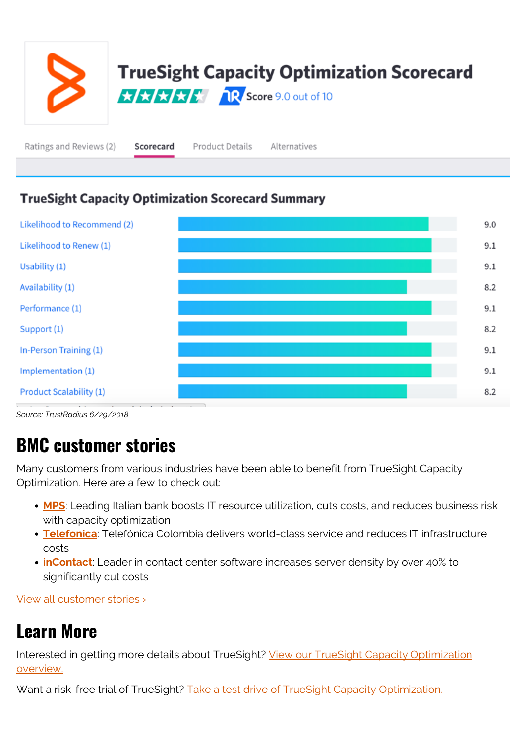TrueSight Capacity Optimization Scorecard

Score 9.0 out of 10

Ratings and Reviews (2) Scorecard Product Details Alternatives

TrueSight Capacity Optimization Scorecard Summary

Likelihood to Recommend (2) 9.0
Likelihood to Renew (1) 9.1
Usability (1) 9.1
Availability (1) 8.2
Performance (1) 9.1
Support (1) 8.2
In-Person Training (1) 9.1
Implementation (1) 9.1
Product Scalability (1) 8.2

*Source: TrustRadius 6/29/2018*

# BMC customer stories

Many customers from various industries have been able to benefit from TrueSight Capacity Optimization. Here are a few to check out:

- **MPS**: Leading Italian bank boosts IT resource utilization, cuts costs, and reduces business risk with capacity optimization
- **Telefonica**: Telefónica Colombia delivers world-class service and reduces IT infrastructure costs
- **inContact**: Leader in contact center software increases server density by over 40% to significantly cut costs

View all customer stories ›

# Learn More

Interested in getting more details about TrueSight? View our TrueSight Capacity Optimization overview.

Want a risk-free trial of TrueSight? Take a test drive of TrueSight Capacity Optimization.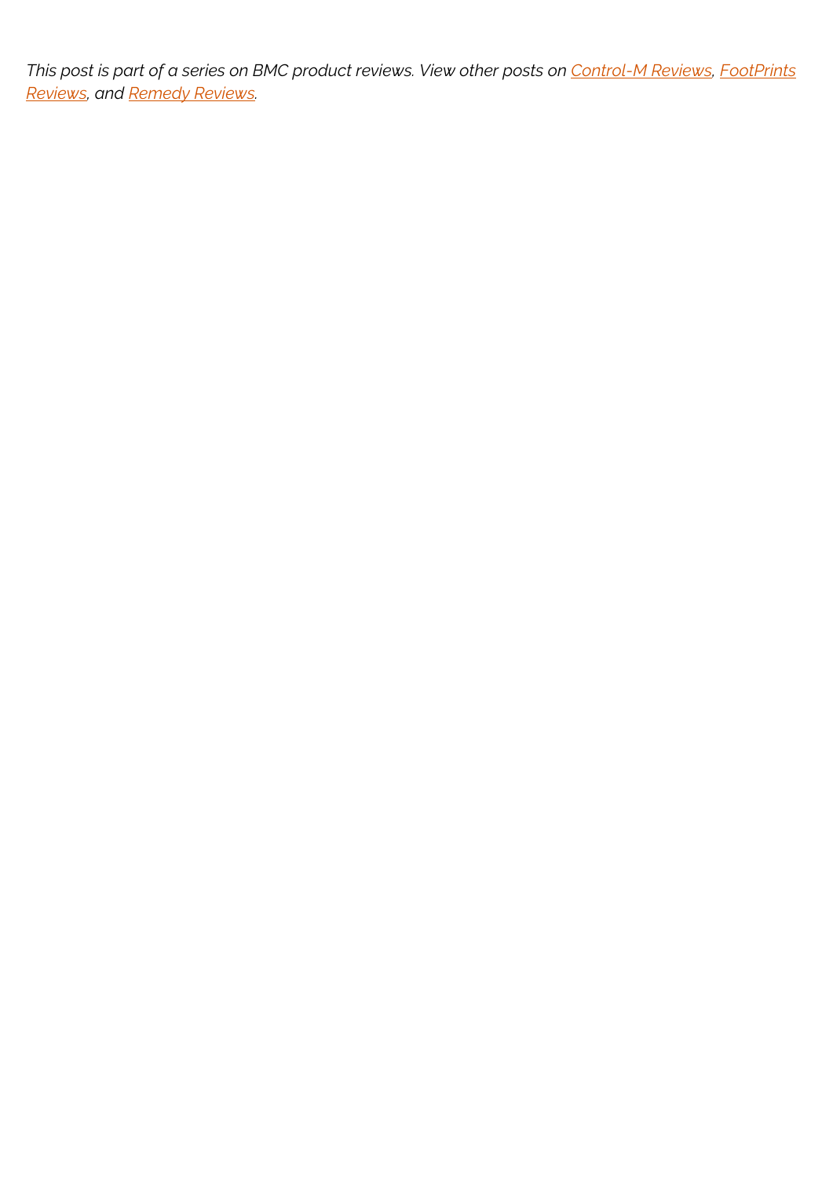*This post is part of a series on BMC product reviews. View other posts on [Control-M Reviews](), [FootPrints Reviews](), and [Remedy Reviews]().*